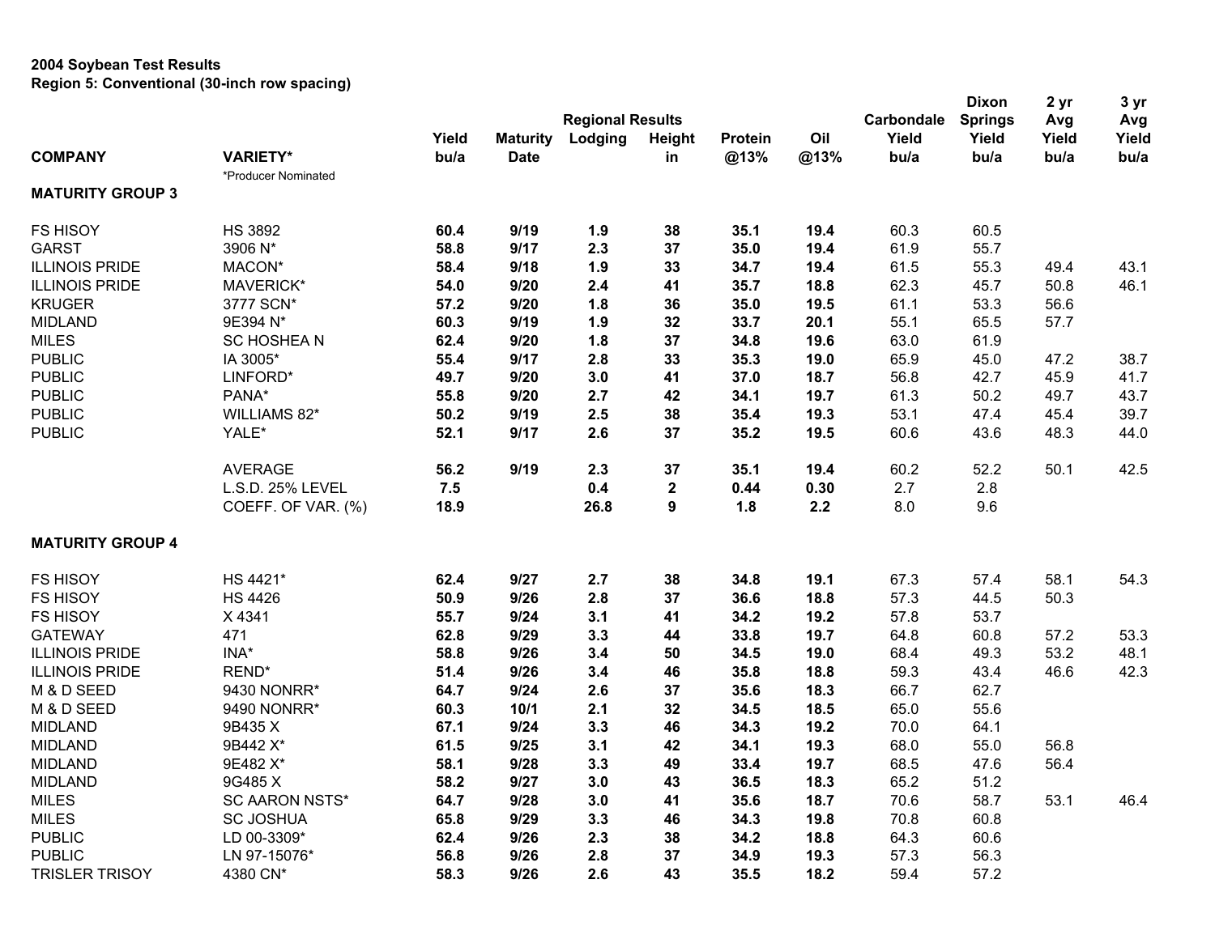**2004 Soybean Test Results**
**Region 5: Conventional (30-inch row spacing)**

| COMPANY | VARIETY* | Regional Results Yield bu/a | Maturity Date | Lodging | Height in | Protein @13% | Oil @13% | Carbondale Yield bu/a | Dixon Springs Yield bu/a | 2 yr Avg Yield bu/a | 3 yr Avg Yield bu/a |
|---|---|---|---|---|---|---|---|---|---|---|---|
| | *Producer Nominated | | | | | | | | | | |
| **MATURITY GROUP 3** | | | | | | | | | | | |
| FS HISOY | HS 3892 | **60.4** | **9/19** | **1.9** | **38** | **35.1** | **19.4** | 60.3 | 60.5 | | |
| GARST | 3906 N* | **58.8** | **9/17** | **2.3** | **37** | **35.0** | **19.4** | 61.9 | 55.7 | | |
| ILLINOIS PRIDE | MACON* | **58.4** | **9/18** | **1.9** | **33** | **34.7** | **19.4** | 61.5 | 55.3 | 49.4 | 43.1 |
| ILLINOIS PRIDE | MAVERICK* | **54.0** | **9/20** | **2.4** | **41** | **35.7** | **18.8** | 62.3 | 45.7 | 50.8 | 46.1 |
| KRUGER | 3777 SCN* | **57.2** | **9/20** | **1.8** | **36** | **35.0** | **19.5** | 61.1 | 53.3 | 56.6 | |
| MIDLAND | 9E394 N* | **60.3** | **9/19** | **1.9** | **32** | **33.7** | **20.1** | 55.1 | 65.5 | 57.7 | |
| MILES | SC HOSHEA N | **62.4** | **9/20** | **1.8** | **37** | **34.8** | **19.6** | 63.0 | 61.9 | | |
| PUBLIC | IA 3005* | **55.4** | **9/17** | **2.8** | **33** | **35.3** | **19.0** | 65.9 | 45.0 | 47.2 | 38.7 |
| PUBLIC | LINFORD* | **49.7** | **9/20** | **3.0** | **41** | **37.0** | **18.7** | 56.8 | 42.7 | 45.9 | 41.7 |
| PUBLIC | PANA* | **55.8** | **9/20** | **2.7** | **42** | **34.1** | **19.7** | 61.3 | 50.2 | 49.7 | 43.7 |
| PUBLIC | WILLIAMS 82* | **50.2** | **9/19** | **2.5** | **38** | **35.4** | **19.3** | 53.1 | 47.4 | 45.4 | 39.7 |
| PUBLIC | YALE* | **52.1** | **9/17** | **2.6** | **37** | **35.2** | **19.5** | 60.6 | 43.6 | 48.3 | 44.0 |
| | AVERAGE | **56.2** | **9/19** | **2.3** | **37** | **35.1** | **19.4** | 60.2 | 52.2 | 50.1 | 42.5 |
| | L.S.D. 25% LEVEL | **7.5** | | **0.4** | **2** | **0.44** | **0.30** | 2.7 | 2.8 | | |
| | COEFF. OF VAR. (%) | **18.9** | | **26.8** | **9** | **1.8** | **2.2** | 8.0 | 9.6 | | |
| **MATURITY GROUP 4** | | | | | | | | | | | |
| FS HISOY | HS 4421* | **62.4** | **9/27** | **2.7** | **38** | **34.8** | **19.1** | 67.3 | 57.4 | 58.1 | 54.3 |
| FS HISOY | HS 4426 | **50.9** | **9/26** | **2.8** | **37** | **36.6** | **18.8** | 57.3 | 44.5 | 50.3 | |
| FS HISOY | X 4341 | **55.7** | **9/24** | **3.1** | **41** | **34.2** | **19.2** | 57.8 | 53.7 | | |
| GATEWAY | 471 | **62.8** | **9/29** | **3.3** | **44** | **33.8** | **19.7** | 64.8 | 60.8 | 57.2 | 53.3 |
| ILLINOIS PRIDE | INA* | **58.8** | **9/26** | **3.4** | **50** | **34.5** | **19.0** | 68.4 | 49.3 | 53.2 | 48.1 |
| ILLINOIS PRIDE | REND* | **51.4** | **9/26** | **3.4** | **46** | **35.8** | **18.8** | 59.3 | 43.4 | 46.6 | 42.3 |
| M & D SEED | 9430 NONRR* | **64.7** | **9/24** | **2.6** | **37** | **35.6** | **18.3** | 66.7 | 62.7 | | |
| M & D SEED | 9490 NONRR* | **60.3** | **10/1** | **2.1** | **32** | **34.5** | **18.5** | 65.0 | 55.6 | | |
| MIDLAND | 9B435 X | **67.1** | **9/24** | **3.3** | **46** | **34.3** | **19.2** | 70.0 | 64.1 | | |
| MIDLAND | 9B442 X* | **61.5** | **9/25** | **3.1** | **42** | **34.1** | **19.3** | 68.0 | 55.0 | 56.8 | |
| MIDLAND | 9E482 X* | **58.1** | **9/28** | **3.3** | **49** | **33.4** | **19.7** | 68.5 | 47.6 | 56.4 | |
| MIDLAND | 9G485 X | **58.2** | **9/27** | **3.0** | **43** | **36.5** | **18.3** | 65.2 | 51.2 | | |
| MILES | SC AARON NSTS* | **64.7** | **9/28** | **3.0** | **41** | **35.6** | **18.7** | 70.6 | 58.7 | 53.1 | 46.4 |
| MILES | SC JOSHUA | **65.8** | **9/29** | **3.3** | **46** | **34.3** | **19.8** | 70.8 | 60.8 | | |
| PUBLIC | LD 00-3309* | **62.4** | **9/26** | **2.3** | **38** | **34.2** | **18.8** | 64.3 | 60.6 | | |
| PUBLIC | LN 97-15076* | **56.8** | **9/26** | **2.8** | **37** | **34.9** | **19.3** | 57.3 | 56.3 | | |
| TRISLER TRISOY | 4380 CN* | **58.3** | **9/26** | **2.6** | **43** | **35.5** | **18.2** | 59.4 | 57.2 | | |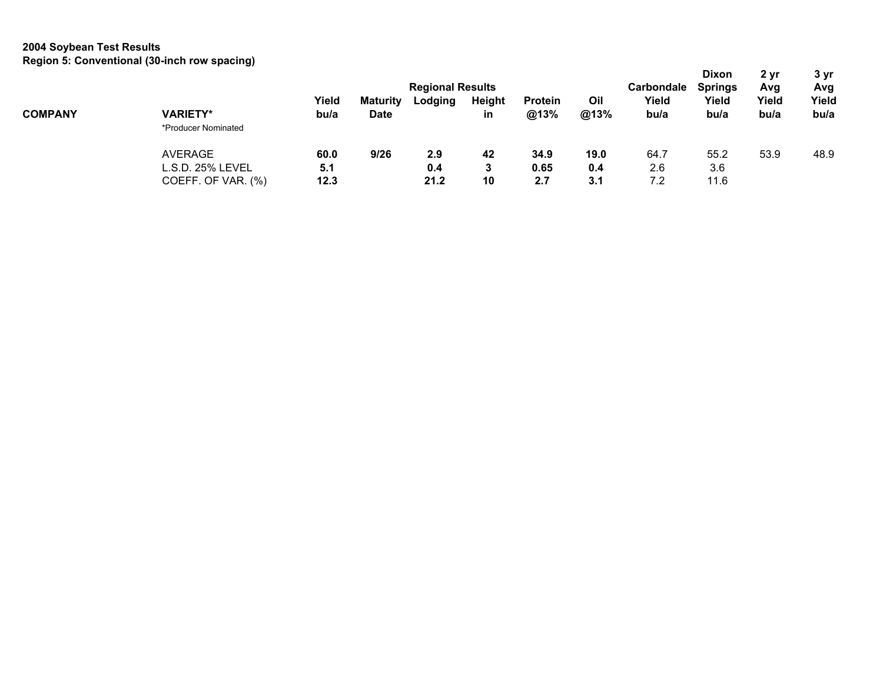**2004 Soybean Test Results**
**Region 5: Conventional (30-inch row spacing)**

| | | Regional Results | | | | | | Carbondale | Dixon Springs | 2 yr Avg | 3 yr Avg |
|---|---|---|---|---|---|---|---|---|---|---|---|
| **COMPANY** | **VARIETY*** *Producer Nominated | **Yield bu/a** | **Maturity Date** | **Lodging** | **Height in** | **Protein @13%** | **Oil @13%** | **Yield bu/a** | **Yield bu/a** | **Yield bu/a** | **Yield bu/a** |
| | AVERAGE | **60.0** | **9/26** | **2.9** | **42** | **34.9** | **19.0** | 64.7 | 55.2 | 53.9 | 48.9 |
| | L.S.D. 25% LEVEL | **5.1** | | **0.4** | **3** | **0.65** | **0.4** | 2.6 | 3.6 | | |
| | COEFF. OF VAR. (%) | **12.3** | | **21.2** | **10** | **2.7** | **3.1** | 7.2 | 11.6 | | |